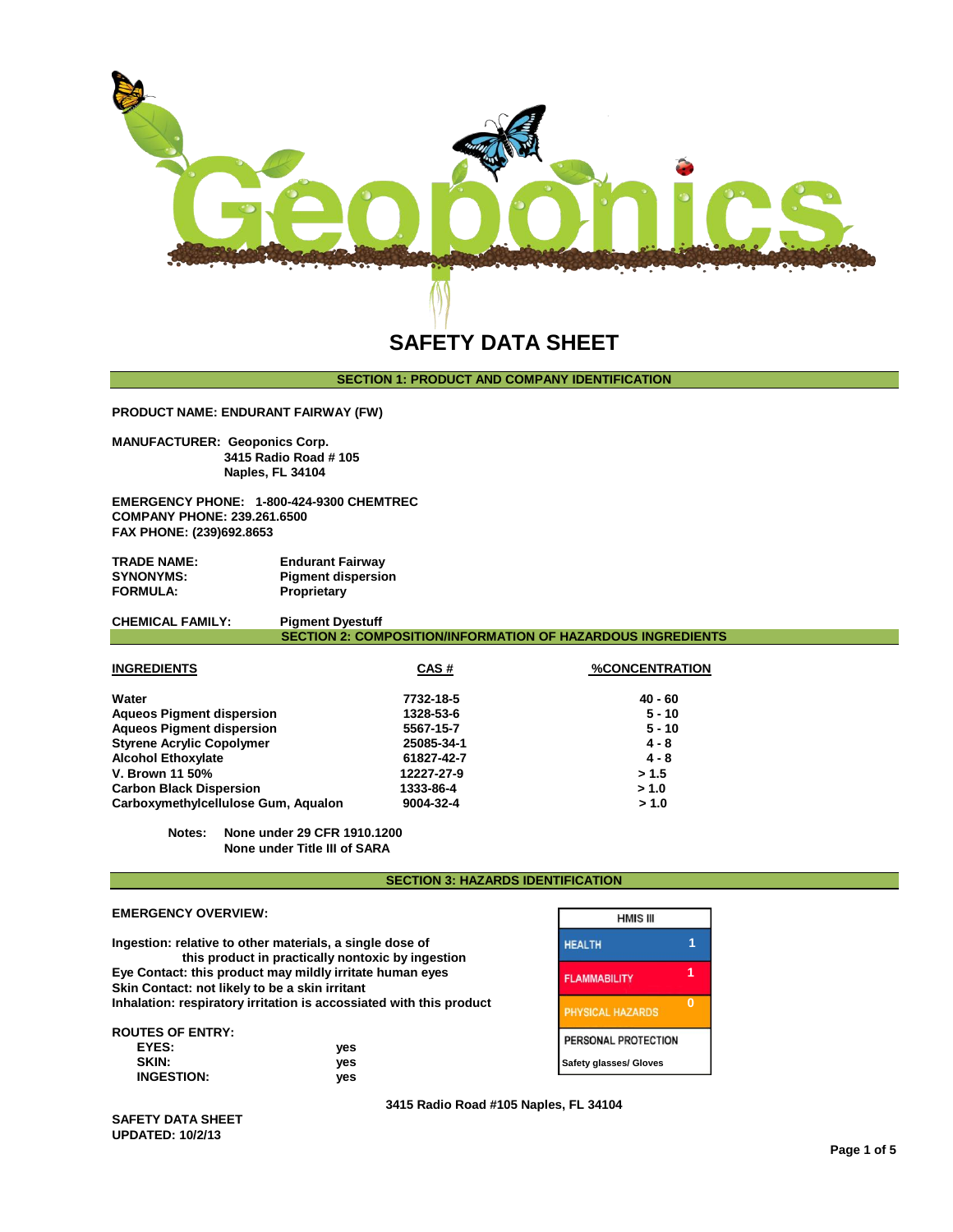# SAFETY DATA SHEET

## SECTION 1: PRODUCT AND COMPANY IDENTIFICATION

**PRODUCT NAME: ENDURANT FAIRWAY (FW)**

**MANUFACTURER: Geoponics Corp.**
**3415 Radio Road # 105**
**Naples, FL 34104**

**EMERGENCY PHONE: 1-800-424-9300 CHEMTREC**
**COMPANY PHONE: 239.261.6500**
**FAX PHONE: (239)692.8653**

**TRADE NAME:** Endurant Fairway
**SYNONYMS:** Pigment dispersion
**FORMULA:** Proprietary

**CHEMICAL FAMILY:** Pigment Dyestuff

## SECTION 2: COMPOSITION/INFORMATION OF HAZARDOUS INGREDIENTS

| INGREDIENTS | CAS # | %CONCENTRATION |
|---|---|---|
| Water | 7732-18-5 | 40 - 60 |
| Aqueos Pigment dispersion | 1328-53-6 | 5 - 10 |
| Aqueos Pigment dispersion | 5567-15-7 | 5 - 10 |
| Styrene Acrylic Copolymer | 25085-34-1 | 4 - 8 |
| Alcohol Ethoxylate | 61827-42-7 | 4 - 8 |
| V. Brown 11 50% | 12227-27-9 | > 1.5 |
| Carbon Black Dispersion | 1333-86-4 | > 1.0 |
| Carboxymethylcellulose Gum, Aqualon | 9004-32-4 | > 1.0 |

**Notes:** None under 29 CFR 1910.1200
None under Title III of SARA

## SECTION 3: HAZARDS IDENTIFICATION

**EMERGENCY OVERVIEW:**

Ingestion: relative to other materials, a single dose of this product in practically nontoxic by ingestion
Eye Contact: this product may mildly irritate human eyes
Skin Contact: not likely to be a skin irritant
Inhalation: respiratory irritation is accossiated with this product

| HMIS III | |
|---|---|
| HEALTH | 1 |
| FLAMMABILITY | 1 |
| PHYSICAL HAZARDS | 0 |
| PERSONAL PROTECTION | Safety glasses/ Gloves |

**ROUTES OF ENTRY:**

| | |
|---|---|
| EYES: | yes |
| SKIN: | yes |
| INGESTION: | yes |

3415 Radio Road #105 Naples, FL 34104

SAFETY DATA SHEET
UPDATED: 10/2/13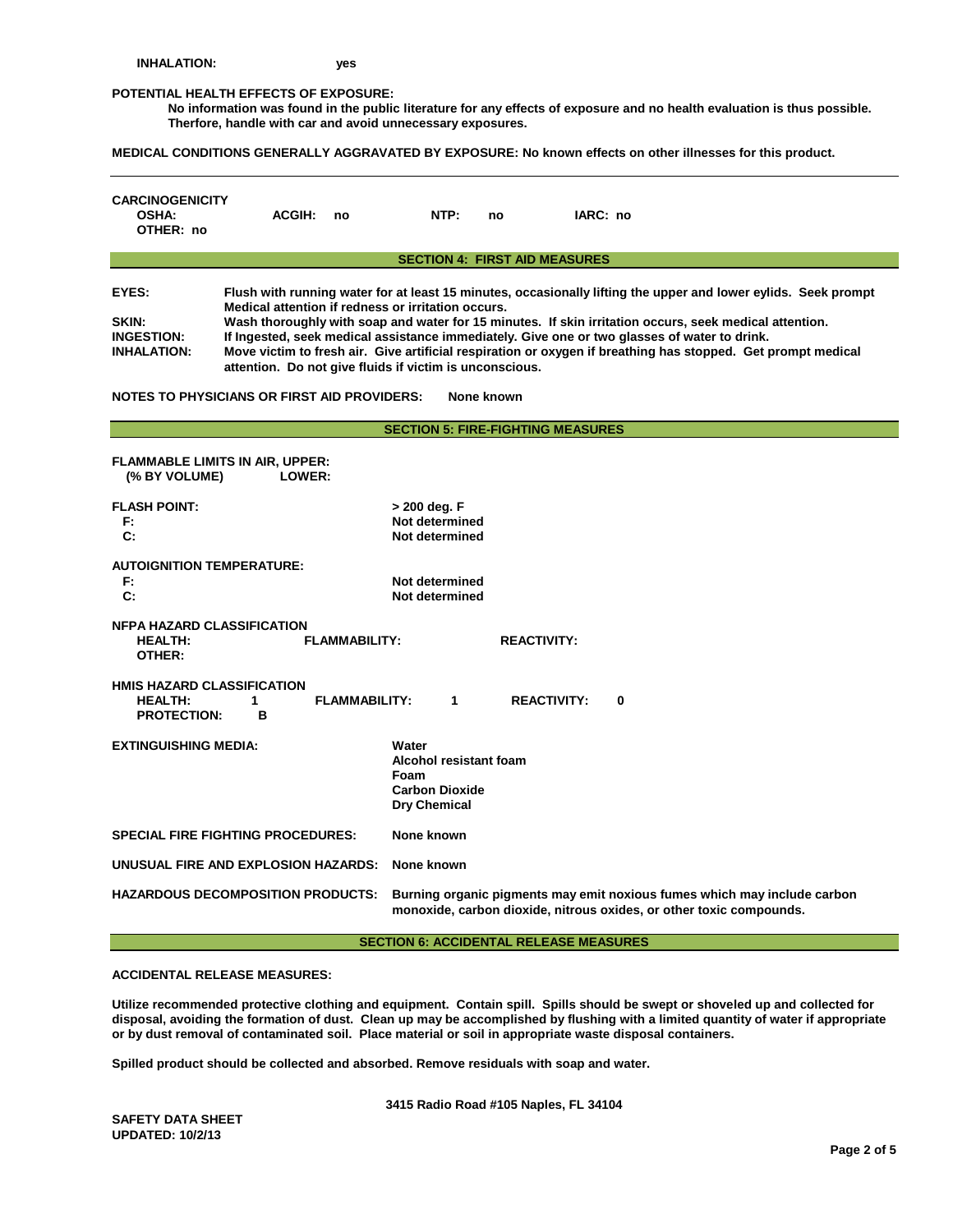**INHALATION:** yes

**POTENTIAL HEALTH EFFECTS OF EXPOSURE:**

No information was found in the public literature for any effects of exposure and no health evaluation is thus possible. Therfore, handle with car and avoid unnecessary exposures.

**MEDICAL CONDITIONS GENERALLY AGGRAVATED BY EXPOSURE:** No known effects on other illnesses for this product.

---

**CARCINOGENICITY**

| OSHA: | ACGIH: no | NTP: no | IARC: no |
|---|---|---|---|
| OTHER: no | | | |

## SECTION 4: FIRST AID MEASURES

**EYES:** Flush with running water for at least 15 minutes, occasionally lifting the upper and lower eylids. Seek prompt Medical attention if redness or irritation occurs.

**SKIN:** Wash thoroughly with soap and water for 15 minutes. If skin irritation occurs, seek medical attention.

**INGESTION:** If Ingested, seek medical assistance immediately. Give one or two glasses of water to drink.

**INHALATION:** Move victim to fresh air. Give artificial respiration or oxygen if breathing has stopped. Get prompt medical attention. Do not give fluids if victim is unconscious.

**NOTES TO PHYSICIANS OR FIRST AID PROVIDERS:** None known

## SECTION 5: FIRE-FIGHTING MEASURES

**FLAMMABLE LIMITS IN AIR, UPPER:**
**(% BY VOLUME) LOWER:**

**FLASH POINT:** > 200 deg. F
- F: Not determined
- C: Not determined

**AUTOIGNITION TEMPERATURE:**
- F: Not determined
- C: Not determined

**NFPA HAZARD CLASSIFICATION**

| HEALTH: | FLAMMABILITY: | REACTIVITY: |
|---|---|---|
| OTHER: | | |

**HMIS HAZARD CLASSIFICATION**

| HEALTH: 1 | FLAMMABILITY: 1 | REACTIVITY: 0 |
|---|---|---|
| PROTECTION: B | | |

**EXTINGUISHING MEDIA:**
- Water
- Alcohol resistant foam
- Foam
- Carbon Dioxide
- Dry Chemical

**SPECIAL FIRE FIGHTING PROCEDURES:** None known

**UNUSUAL FIRE AND EXPLOSION HAZARDS:** None known

**HAZARDOUS DECOMPOSITION PRODUCTS:** Burning organic pigments may emit noxious fumes which may include carbon monoxide, carbon dioxide, nitrous oxides, or other toxic compounds.

## SECTION 6: ACCIDENTAL RELEASE MEASURES

**ACCIDENTAL RELEASE MEASURES:**

Utilize recommended protective clothing and equipment. Contain spill. Spills should be swept or shoveled up and collected for disposal, avoiding the formation of dust. Clean up may be accomplished by flushing with a limited quantity of water if appropriate or by dust removal of contaminated soil. Place material or soil in appropriate waste disposal containers.

Spilled product should be collected and absorbed. Remove residuals with soap and water.

3415 Radio Road #105 Naples, FL 34104

SAFETY DATA SHEET
UPDATED: 10/2/13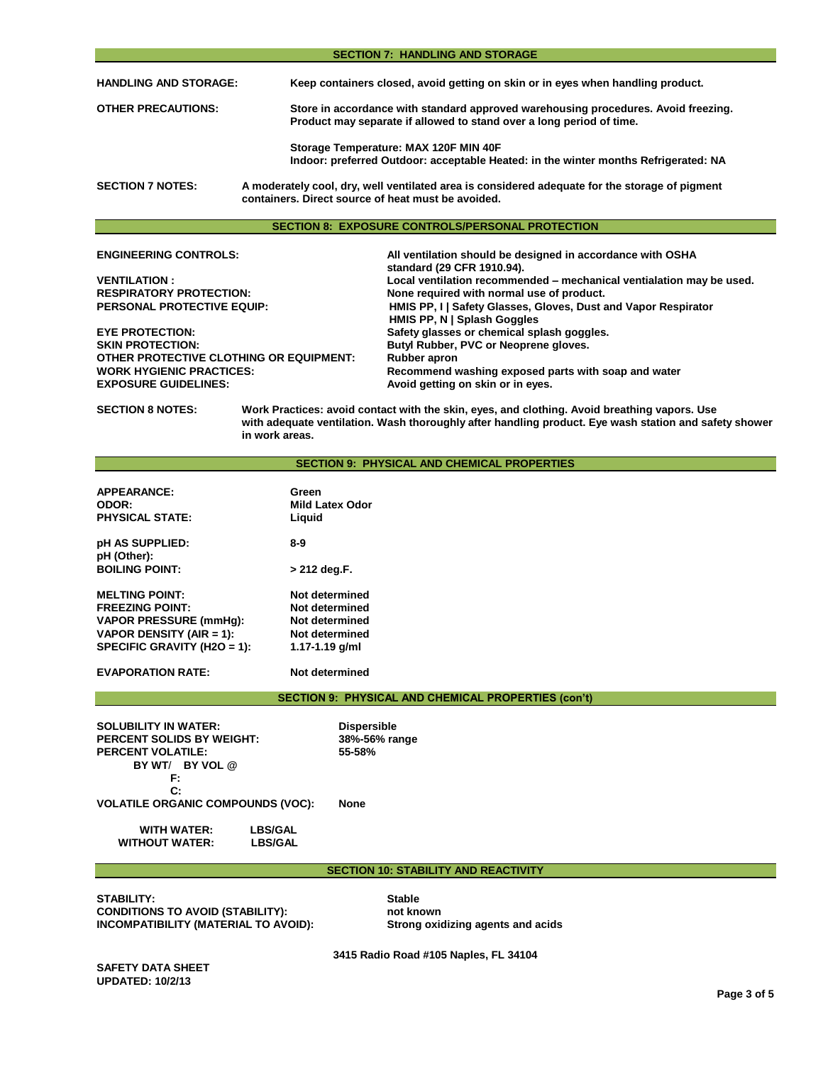## SECTION 7: HANDLING AND STORAGE

**HANDLING AND STORAGE:** Keep containers closed, avoid getting on skin or in eyes when handling product.

**OTHER PRECAUTIONS:** Store in accordance with standard approved warehousing procedures. Avoid freezing. Product may separate if allowed to stand over a long period of time.

Storage Temperature: MAX 120F MIN 40F
Indoor: preferred Outdoor: acceptable Heated: in the winter months Refrigerated: NA

**SECTION 7 NOTES:** A moderately cool, dry, well ventilated area is considered adequate for the storage of pigment containers. Direct source of heat must be avoided.

## SECTION 8: EXPOSURE CONTROLS/PERSONAL PROTECTION

**ENGINEERING CONTROLS:** All ventilation should be designed in accordance with OSHA standard (29 CFR 1910.94).
**VENTILATION :** Local ventilation recommended – mechanical ventialation may be used.
**RESPIRATORY PROTECTION:** None required with normal use of product.
**PERSONAL PROTECTIVE EQUIP:** HMIS PP, I | Safety Glasses, Gloves, Dust and Vapor Respirator
HMIS PP, N | Splash Goggles
**EYE PROTECTION:** Safety glasses or chemical splash goggles.
**SKIN PROTECTION:** Butyl Rubber, PVC or Neoprene gloves.
**OTHER PROTECTIVE CLOTHING OR EQUIPMENT:** Rubber apron
**WORK HYGIENIC PRACTICES:** Recommend washing exposed parts with soap and water
**EXPOSURE GUIDELINES:** Avoid getting on skin or in eyes.

**SECTION 8 NOTES:** Work Practices: avoid contact with the skin, eyes, and clothing. Avoid breathing vapors. Use with adequate ventilation. Wash thoroughly after handling product. Eye wash station and safety shower in work areas.

## SECTION 9: PHYSICAL AND CHEMICAL PROPERTIES

**APPEARANCE:** Green
**ODOR:** Mild Latex Odor
**PHYSICAL STATE:** Liquid

**pH AS SUPPLIED:** 8-9
**pH (Other):**
**BOILING POINT:** > 212 deg.F.

**MELTING POINT:** Not determined
**FREEZING POINT:** Not determined
**VAPOR PRESSURE (mmHg):** Not determined
**VAPOR DENSITY (AIR = 1):** Not determined
**SPECIFIC GRAVITY (H2O = 1):** 1.17-1.19 g/ml

**EVAPORATION RATE:** Not determined

## SECTION 9: PHYSICAL AND CHEMICAL PROPERTIES (con't)

**SOLUBILITY IN WATER:** Dispersible
**PERCENT SOLIDS BY WEIGHT:** 38%-56% range
**PERCENT VOLATILE:** 55-58%
BY WT/ BY VOL @
F:
C:
**VOLATILE ORGANIC COMPOUNDS (VOC):** None

WITH WATER: LBS/GAL
WITHOUT WATER: LBS/GAL

## SECTION 10: STABILITY AND REACTIVITY

**STABILITY:** Stable
**CONDITIONS TO AVOID (STABILITY):** not known
**INCOMPATIBILITY (MATERIAL TO AVOID):** Strong oxidizing agents and acids

3415 Radio Road #105 Naples, FL 34104

SAFETY DATA SHEET
UPDATED: 10/2/13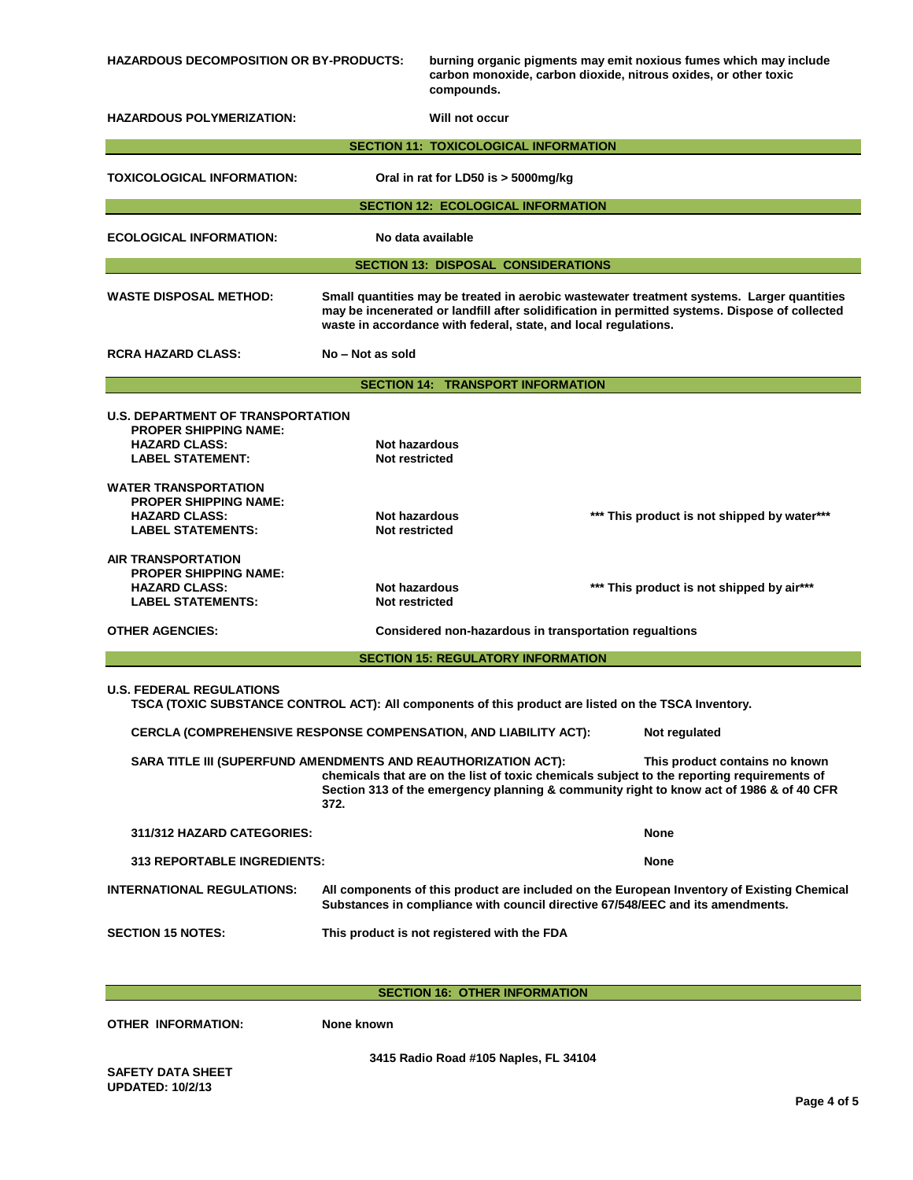**HAZARDOUS DECOMPOSITION OR BY-PRODUCTS:** burning organic pigments may emit noxious fumes which may include carbon monoxide, carbon dioxide, nitrous oxides, or other toxic compounds.

**HAZARDOUS POLYMERIZATION:** Will not occur

## SECTION 11: TOXICOLOGICAL INFORMATION

**TOXICOLOGICAL INFORMATION:** Oral in rat for LD50 is > 5000mg/kg

## SECTION 12: ECOLOGICAL INFORMATION

**ECOLOGICAL INFORMATION:** No data available

## SECTION 13: DISPOSAL CONSIDERATIONS

**WASTE DISPOSAL METHOD:** Small quantities may be treated in aerobic wastewater treatment systems. Larger quantities may be incenerated or landfill after solidification in permitted systems. Dispose of collected waste in accordance with federal, state, and local regulations.

**RCRA HAZARD CLASS:** No – Not as sold

## SECTION 14: TRANSPORT INFORMATION

**U.S. DEPARTMENT OF TRANSPORTATION**
- **PROPER SHIPPING NAME:**
- **HAZARD CLASS:** Not hazardous
- **LABEL STATEMENT:** Not restricted

**WATER TRANSPORTATION**
- **PROPER SHIPPING NAME:**
- **HAZARD CLASS:** Not hazardous
- **LABEL STATEMENTS:** Not restricted

*** This product is not shipped by water***

**AIR TRANSPORTATION**
- **PROPER SHIPPING NAME:**
- **HAZARD CLASS:** Not hazardous
- **LABEL STATEMENTS:** Not restricted

*** This product is not shipped by air***

**OTHER AGENCIES:** Considered non-hazardous in transportation regualtions

## SECTION 15: REGULATORY INFORMATION

**U.S. FEDERAL REGULATIONS**

TSCA (TOXIC SUBSTANCE CONTROL ACT): All components of this product are listed on the TSCA Inventory.

CERCLA (COMPREHENSIVE RESPONSE COMPENSATION, AND LIABILITY ACT): Not regulated

SARA TITLE III (SUPERFUND AMENDMENTS AND REAUTHORIZATION ACT): This product contains no known chemicals that are on the list of toxic chemicals subject to the reporting requirements of Section 313 of the emergency planning & community right to know act of 1986 & of 40 CFR 372.

**311/312 HAZARD CATEGORIES:** None

**313 REPORTABLE INGREDIENTS:** None

**INTERNATIONAL REGULATIONS:** All components of this product are included on the European Inventory of Existing Chemical Substances in compliance with council directive 67/548/EEC and its amendments.

**SECTION 15 NOTES:** This product is not registered with the FDA

## SECTION 16: OTHER INFORMATION

**OTHER INFORMATION:** None known

3415 Radio Road #105 Naples, FL 34104

**SAFETY DATA SHEET**
**UPDATED: 10/2/13**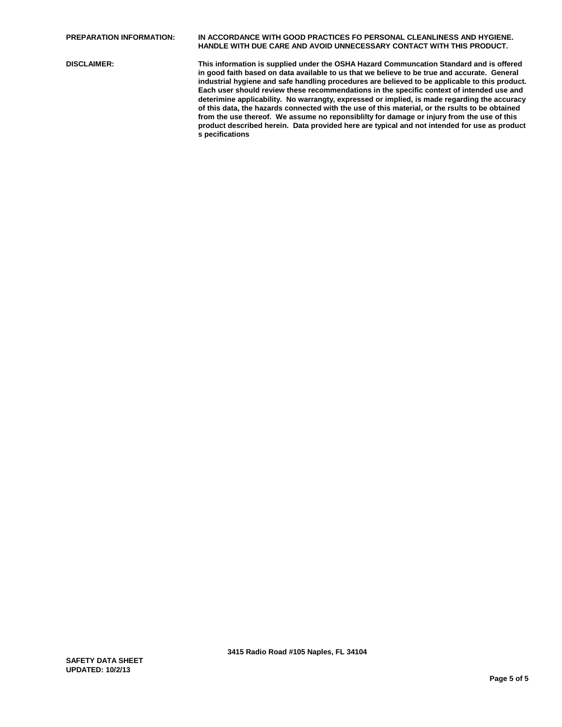**PREPARATION INFORMATION:** IN ACCORDANCE WITH GOOD PRACTICES FO PERSONAL CLEANLINESS AND HYGIENE. HANDLE WITH DUE CARE AND AVOID UNNECESSARY CONTACT WITH THIS PRODUCT.

**DISCLAIMER:** This information is supplied under the OSHA Hazard Communcation Standard and is offered in good faith based on data available to us that we believe to be true and accurate. General industrial hygiene and safe handling procedures are believed to be applicable to this product. Each user should review these recommendations in the specific context of intended use and deterimine applicability. No warrangty, expressed or implied, is made regarding the accuracy of this data, the hazards connected with the use of this material, or the rsults to be obtained from the use thereof. We assume no reponsiblilty for damage or injury from the use of this product described herein. Data provided here are typical and not intended for use as product s pecifications

3415 Radio Road #105 Naples, FL 34104

SAFETY DATA SHEET
UPDATED: 10/2/13